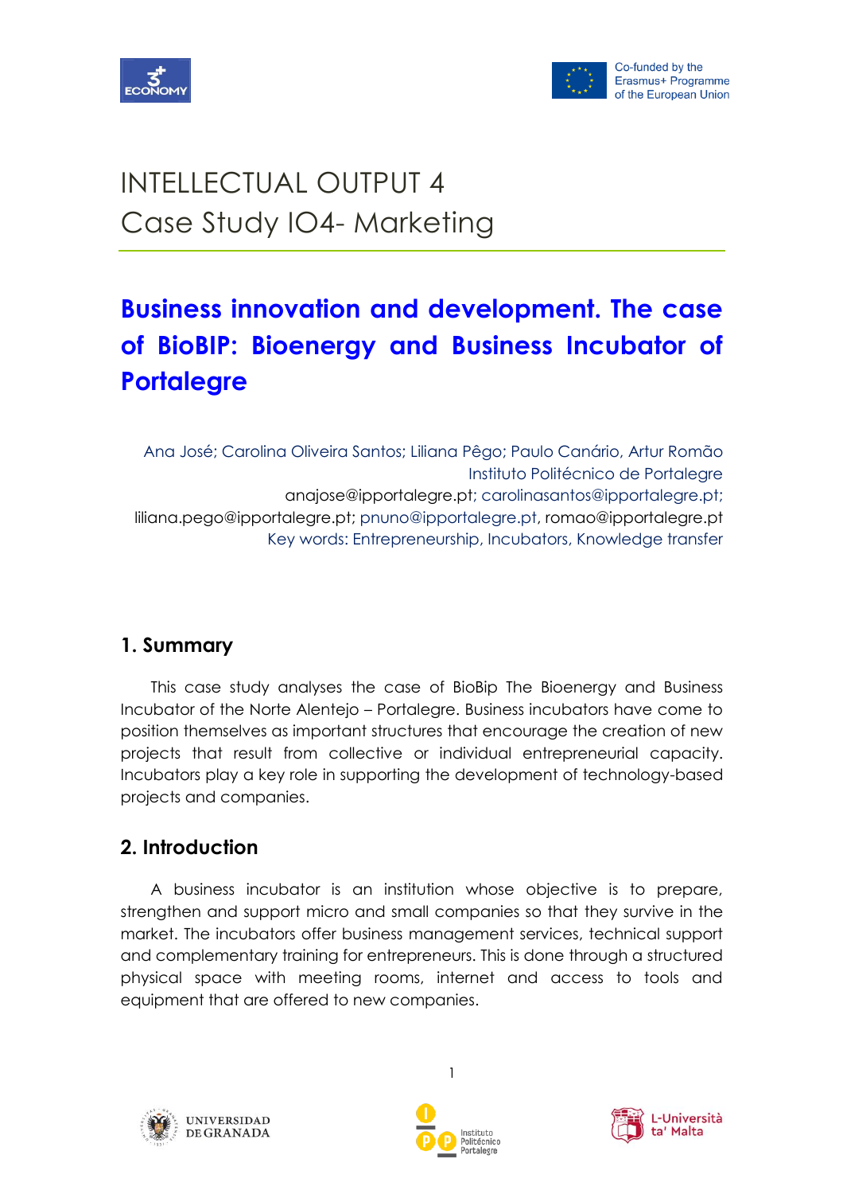# INTELLECTUAL OUTPUT 4
## Case Study IO4- Marketing

# Business innovation and development. The case of BioBIP: Bioenergy and Business Incubator of Portalegre

Ana José; Carolina Oliveira Santos; Liliana Pêgo; Paulo Canário, Artur Romão
Instituto Politécnico de Portalegre
anajose@ipportalegre.pt; carolinasantos@ipportalegre.pt;
liliana.pego@ipportalegre.pt; pnuno@ipportalegre.pt, romao@ipportalegre.pt
Key words: Entrepreneurship, Incubators, Knowledge transfer

## 1. Summary

This case study analyses the case of BioBip The Bioenergy and Business Incubator of the Norte Alentejo – Portalegre. Business incubators have come to position themselves as important structures that encourage the creation of new projects that result from collective or individual entrepreneurial capacity. Incubators play a key role in supporting the development of technology-based projects and companies.

## 2. Introduction

A business incubator is an institution whose objective is to prepare, strengthen and support micro and small companies so that they survive in the market. The incubators offer business management services, technical support and complementary training for entrepreneurs. This is done through a structured physical space with meeting rooms, internet and access to tools and equipment that are offered to new companies.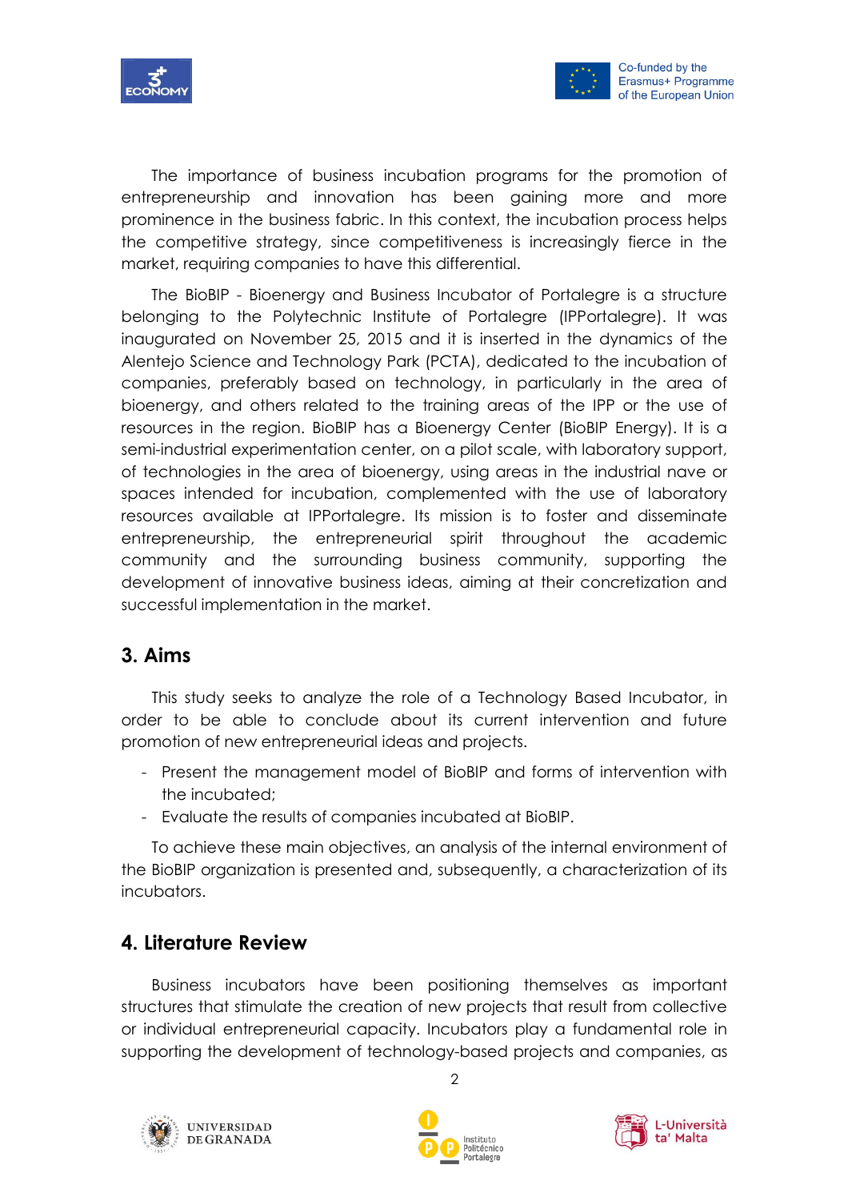The importance of business incubation programs for the promotion of entrepreneurship and innovation has been gaining more and more prominence in the business fabric. In this context, the incubation process helps the competitive strategy, since competitiveness is increasingly fierce in the market, requiring companies to have this differential.

The BioBIP - Bioenergy and Business Incubator of Portalegre is a structure belonging to the Polytechnic Institute of Portalegre (IPPortalegre). It was inaugurated on November 25, 2015 and it is inserted in the dynamics of the Alentejo Science and Technology Park (PCTA), dedicated to the incubation of companies, preferably based on technology, in particularly in the area of bioenergy, and others related to the training areas of the IPP or the use of resources in the region. BioBIP has a Bioenergy Center (BioBIP Energy). It is a semi-industrial experimentation center, on a pilot scale, with laboratory support, of technologies in the area of bioenergy, using areas in the industrial nave or spaces intended for incubation, complemented with the use of laboratory resources available at IPPortalegre. Its mission is to foster and disseminate entrepreneurship, the entrepreneurial spirit throughout the academic community and the surrounding business community, supporting the development of innovative business ideas, aiming at their concretization and successful implementation in the market.

## 3. Aims

This study seeks to analyze the role of a Technology Based Incubator, in order to be able to conclude about its current intervention and future promotion of new entrepreneurial ideas and projects.

- Present the management model of BioBIP and forms of intervention with the incubated;
- Evaluate the results of companies incubated at BioBIP.

To achieve these main objectives, an analysis of the internal environment of the BioBIP organization is presented and, subsequently, a characterization of its incubators.

## 4. Literature Review

Business incubators have been positioning themselves as important structures that stimulate the creation of new projects that result from collective or individual entrepreneurial capacity. Incubators play a fundamental role in supporting the development of technology-based projects and companies, as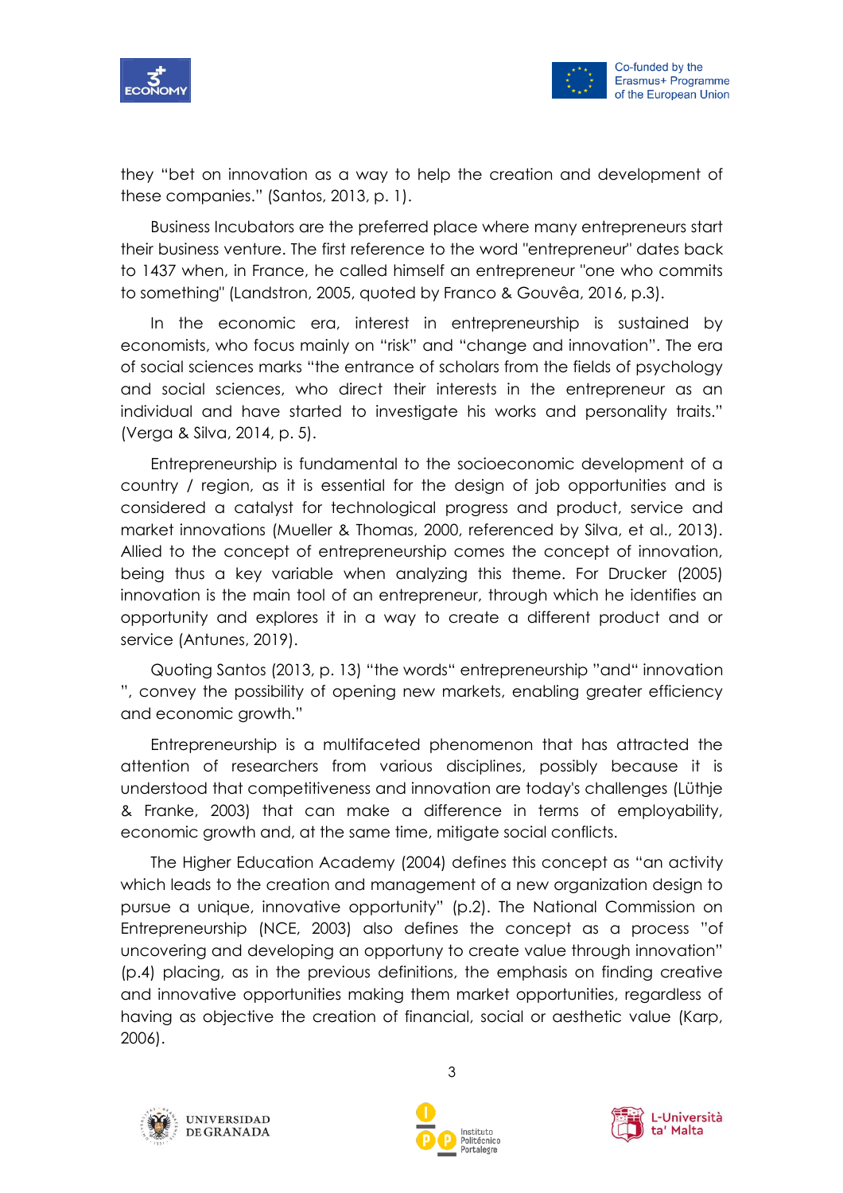they "bet on innovation as a way to help the creation and development of these companies." (Santos, 2013, p. 1).

Business Incubators are the preferred place where many entrepreneurs start their business venture. The first reference to the word "entrepreneur" dates back to 1437 when, in France, he called himself an entrepreneur "one who commits to something" (Landstron, 2005, quoted by Franco & Gouvêa, 2016, p.3).

In the economic era, interest in entrepreneurship is sustained by economists, who focus mainly on "risk" and "change and innovation". The era of social sciences marks "the entrance of scholars from the fields of psychology and social sciences, who direct their interests in the entrepreneur as an individual and have started to investigate his works and personality traits." (Verga & Silva, 2014, p. 5).

Entrepreneurship is fundamental to the socioeconomic development of a country / region, as it is essential for the design of job opportunities and is considered a catalyst for technological progress and product, service and market innovations (Mueller & Thomas, 2000, referenced by Silva, et al., 2013). Allied to the concept of entrepreneurship comes the concept of innovation, being thus a key variable when analyzing this theme. For Drucker (2005) innovation is the main tool of an entrepreneur, through which he identifies an opportunity and explores it in a way to create a different product and or service (Antunes, 2019).

Quoting Santos (2013, p. 13) "the words" entrepreneurship "and" innovation ", convey the possibility of opening new markets, enabling greater efficiency and economic growth."

Entrepreneurship is a multifaceted phenomenon that has attracted the attention of researchers from various disciplines, possibly because it is understood that competitiveness and innovation are today's challenges (Lüthje & Franke, 2003) that can make a difference in terms of employability, economic growth and, at the same time, mitigate social conflicts.

The Higher Education Academy (2004) defines this concept as "an activity which leads to the creation and management of a new organization design to pursue a unique, innovative opportunity" (p.2). The National Commission on Entrepreneurship (NCE, 2003) also defines the concept as a process "of uncovering and developing an opportuny to create value through innovation" (p.4) placing, as in the previous definitions, the emphasis on finding creative and innovative opportunities making them market opportunities, regardless of having as objective the creation of financial, social or aesthetic value (Karp, 2006).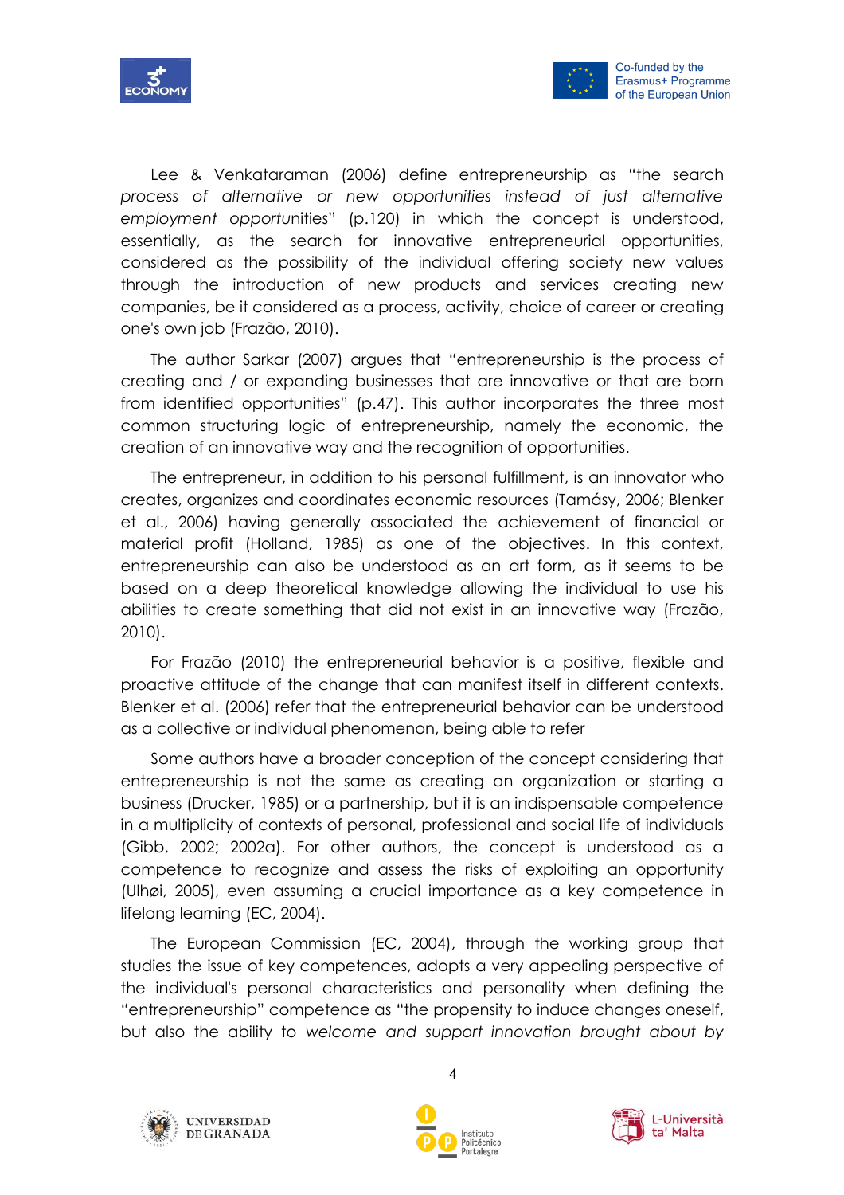Lee & Venkataraman (2006) define entrepreneurship as "the search *process of alternative or new opportunities instead of just alternative employment opportun*ities" (p.120) in which the concept is understood, essentially, as the search for innovative entrepreneurial opportunities, considered as the possibility of the individual offering society new values through the introduction of new products and services creating new companies, be it considered as a process, activity, choice of career or creating one's own job (Frazão, 2010).

The author Sarkar (2007) argues that "entrepreneurship is the process of creating and / or expanding businesses that are innovative or that are born from identified opportunities" (p.47). This author incorporates the three most common structuring logic of entrepreneurship, namely the economic, the creation of an innovative way and the recognition of opportunities.

The entrepreneur, in addition to his personal fulfillment, is an innovator who creates, organizes and coordinates economic resources (Tamásy, 2006; Blenker et al., 2006) having generally associated the achievement of financial or material profit (Holland, 1985) as one of the objectives. In this context, entrepreneurship can also be understood as an art form, as it seems to be based on a deep theoretical knowledge allowing the individual to use his abilities to create something that did not exist in an innovative way (Frazão, 2010).

For Frazão (2010) the entrepreneurial behavior is a positive, flexible and proactive attitude of the change that can manifest itself in different contexts. Blenker et al. (2006) refer that the entrepreneurial behavior can be understood as a collective or individual phenomenon, being able to refer

Some authors have a broader conception of the concept considering that entrepreneurship is not the same as creating an organization or starting a business (Drucker, 1985) or a partnership, but it is an indispensable competence in a multiplicity of contexts of personal, professional and social life of individuals (Gibb, 2002; 2002a). For other authors, the concept is understood as a competence to recognize and assess the risks of exploiting an opportunity (Ulhøi, 2005), even assuming a crucial importance as a key competence in lifelong learning (EC, 2004).

The European Commission (EC, 2004), through the working group that studies the issue of key competences, adopts a very appealing perspective of the individual's personal characteristics and personality when defining the "entrepreneurship" competence as "the propensity to induce changes oneself, but also the ability to *welcome and support innovation brought about by*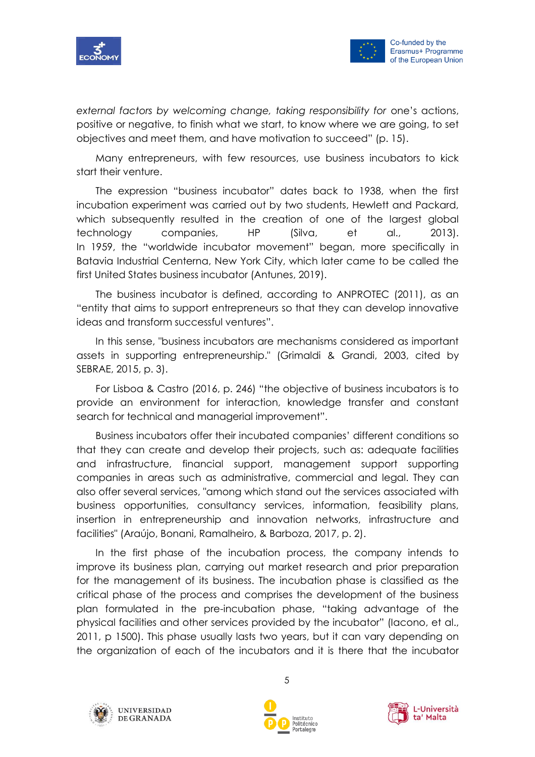*external factors by welcoming change, taking responsibility for* one's actions, positive or negative, to finish what we start, to know where we are going, to set objectives and meet them, and have motivation to succeed" (p. 15).

Many entrepreneurs, with few resources, use business incubators to kick start their venture.

The expression "business incubator" dates back to 1938, when the first incubation experiment was carried out by two students, Hewlett and Packard, which subsequently resulted in the creation of one of the largest global technology companies, HP (Silva, et al., 2013). In 1959, the "worldwide incubator movement" began, more specifically in Batavia Industrial Centerna, New York City, which later came to be called the first United States business incubator (Antunes, 2019).

The business incubator is defined, according to ANPROTEC (2011), as an "entity that aims to support entrepreneurs so that they can develop innovative ideas and transform successful ventures".

In this sense, "business incubators are mechanisms considered as important assets in supporting entrepreneurship." (Grimaldi & Grandi, 2003, cited by SEBRAE, 2015, p. 3).

For Lisboa & Castro (2016, p. 246) "the objective of business incubators is to provide an environment for interaction, knowledge transfer and constant search for technical and managerial improvement".

Business incubators offer their incubated companies' different conditions so that they can create and develop their projects, such as: adequate facilities and infrastructure, financial support, management support supporting companies in areas such as administrative, commercial and legal. They can also offer several services, "among which stand out the services associated with business opportunities, consultancy services, information, feasibility plans, insertion in entrepreneurship and innovation networks, infrastructure and facilities" (Araújo, Bonani, Ramalheiro, & Barboza, 2017, p. 2).

In the first phase of the incubation process, the company intends to improve its business plan, carrying out market research and prior preparation for the management of its business. The incubation phase is classified as the critical phase of the process and comprises the development of the business plan formulated in the pre-incubation phase, "taking advantage of the physical facilities and other services provided by the incubator" (Iacono, et al., 2011, p 1500). This phase usually lasts two years, but it can vary depending on the organization of each of the incubators and it is there that the incubator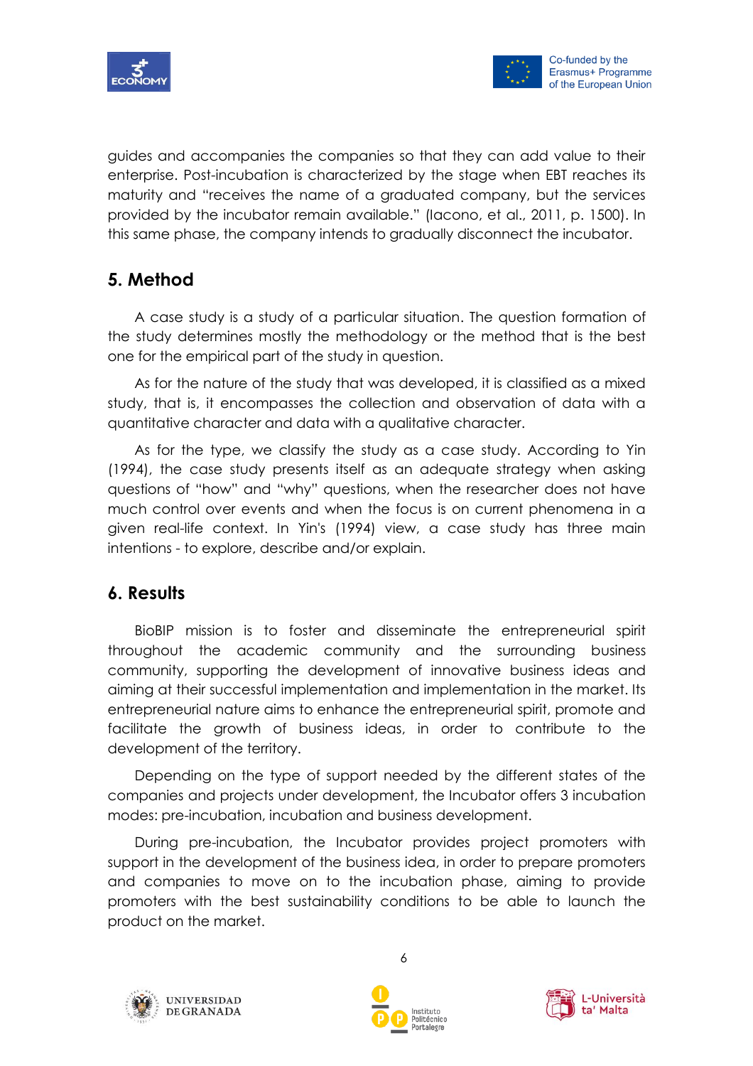guides and accompanies the companies so that they can add value to their enterprise. Post-incubation is characterized by the stage when EBT reaches its maturity and "receives the name of a graduated company, but the services provided by the incubator remain available." (Iacono, et al., 2011, p. 1500). In this same phase, the company intends to gradually disconnect the incubator.

## 5. Method

A case study is a study of a particular situation. The question formation of the study determines mostly the methodology or the method that is the best one for the empirical part of the study in question.

As for the nature of the study that was developed, it is classified as a mixed study, that is, it encompasses the collection and observation of data with a quantitative character and data with a qualitative character.

As for the type, we classify the study as a case study. According to Yin (1994), the case study presents itself as an adequate strategy when asking questions of "how" and "why" questions, when the researcher does not have much control over events and when the focus is on current phenomena in a given real-life context. In Yin's (1994) view, a case study has three main intentions - to explore, describe and/or explain.

## 6. Results

BioBIP mission is to foster and disseminate the entrepreneurial spirit throughout the academic community and the surrounding business community, supporting the development of innovative business ideas and aiming at their successful implementation and implementation in the market. Its entrepreneurial nature aims to enhance the entrepreneurial spirit, promote and facilitate the growth of business ideas, in order to contribute to the development of the territory.

Depending on the type of support needed by the different states of the companies and projects under development, the Incubator offers 3 incubation modes: pre-incubation, incubation and business development.

During pre-incubation, the Incubator provides project promoters with support in the development of the business idea, in order to prepare promoters and companies to move on to the incubation phase, aiming to provide promoters with the best sustainability conditions to be able to launch the product on the market.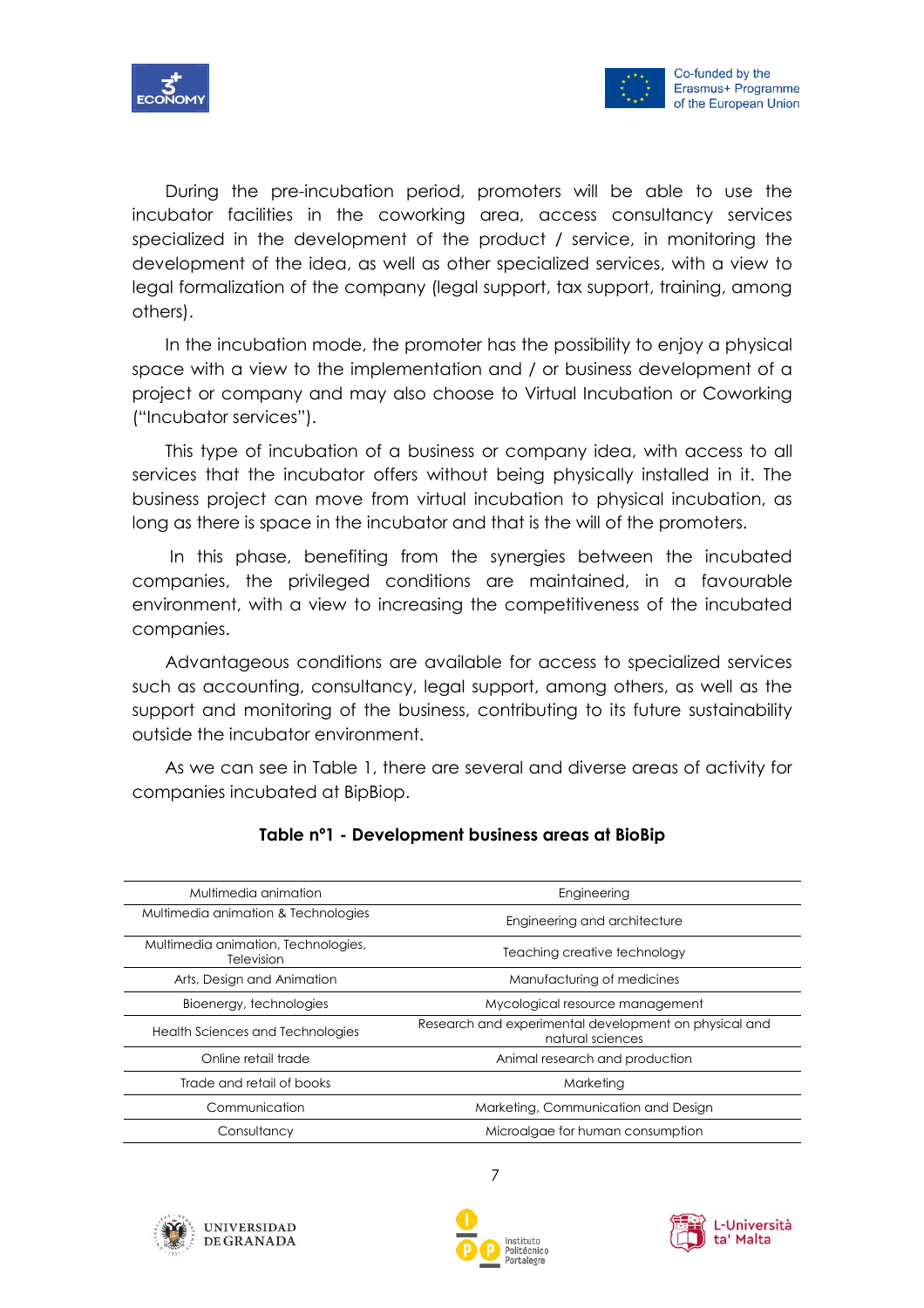During the pre-incubation period, promoters will be able to use the incubator facilities in the coworking area, access consultancy services specialized in the development of the product / service, in monitoring the development of the idea, as well as other specialized services, with a view to legal formalization of the company (legal support, tax support, training, among others).

In the incubation mode, the promoter has the possibility to enjoy a physical space with a view to the implementation and / or business development of a project or company and may also choose to Virtual Incubation or Coworking ("Incubator services").

This type of incubation of a business or company idea, with access to all services that the incubator offers without being physically installed in it. The business project can move from virtual incubation to physical incubation, as long as there is space in the incubator and that is the will of the promoters.

In this phase, benefiting from the synergies between the incubated companies, the privileged conditions are maintained, in a favourable environment, with a view to increasing the competitiveness of the incubated companies.

Advantageous conditions are available for access to specialized services such as accounting, consultancy, legal support, among others, as well as the support and monitoring of the business, contributing to its future sustainability outside the incubator environment.

As we can see in Table 1, there are several and diverse areas of activity for companies incubated at BipBiop.

**Table nº1 - Development business areas at BioBip**

| Multimedia animation | Engineering |
|---|---|
| Multimedia animation & Technologies | Engineering and architecture |
| Multimedia animation, Technologies, Television | Teaching creative technology |
| Arts, Design and Animation | Manufacturing of medicines |
| Bioenergy, technologies | Mycological resource management |
| Health Sciences and Technologies | Research and experimental development on physical and natural sciences |
| Online retail trade | Animal research and production |
| Trade and retail of books | Marketing |
| Communication | Marketing, Communication and Design |
| Consultancy | Microalgae for human consumption |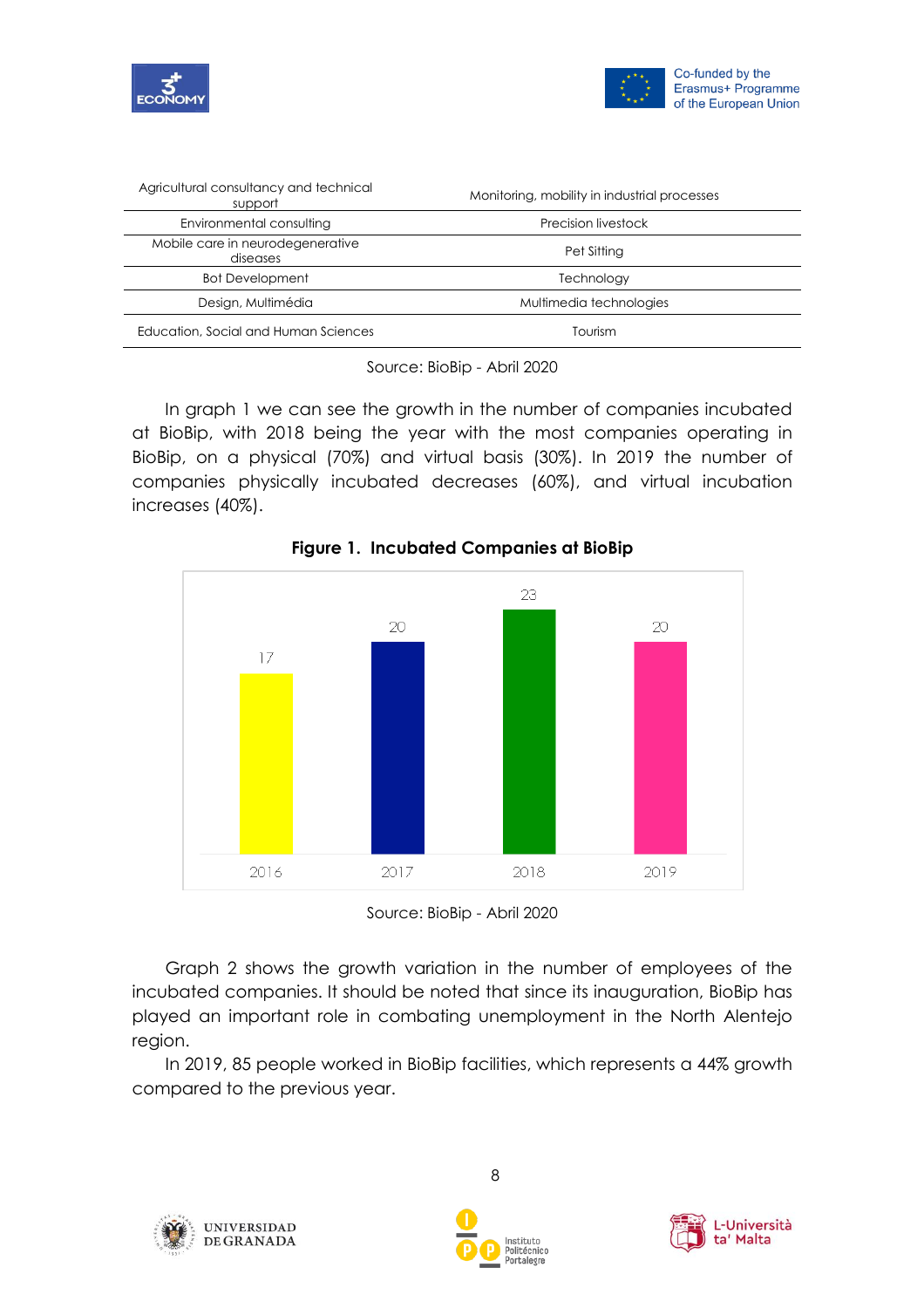| Agricultural consultancy and technical support | Monitoring, mobility in industrial processes |
| --- | --- |
| Environmental consulting | Precision livestock |
| Mobile care in neurodegenerative diseases | Pet Sitting |
| Bot Development | Technology |
| Design, Multimédia | Multimedia technologies |
| Education, Social and Human Sciences | Tourism |

Source: BioBip - Abril 2020

In graph 1 we can see the growth in the number of companies incubated at BioBip, with 2018 being the year with the most companies operating in BioBip, on a physical (70%) and virtual basis (30%). In 2019 the number of companies physically incubated decreases (60%), and virtual incubation increases (40%).

**Figure 1. Incubated Companies at BioBip**

| 2016 | 2017 | 2018 | 2019 |
| --- | --- | --- | --- |
| 17 | 20 | 23 | 20 |

Source: BioBip - Abril 2020

Graph 2 shows the growth variation in the number of employees of the incubated companies. It should be noted that since its inauguration, BioBip has played an important role in combating unemployment in the North Alentejo region.

In 2019, 85 people worked in BioBip facilities, which represents a 44% growth compared to the previous year.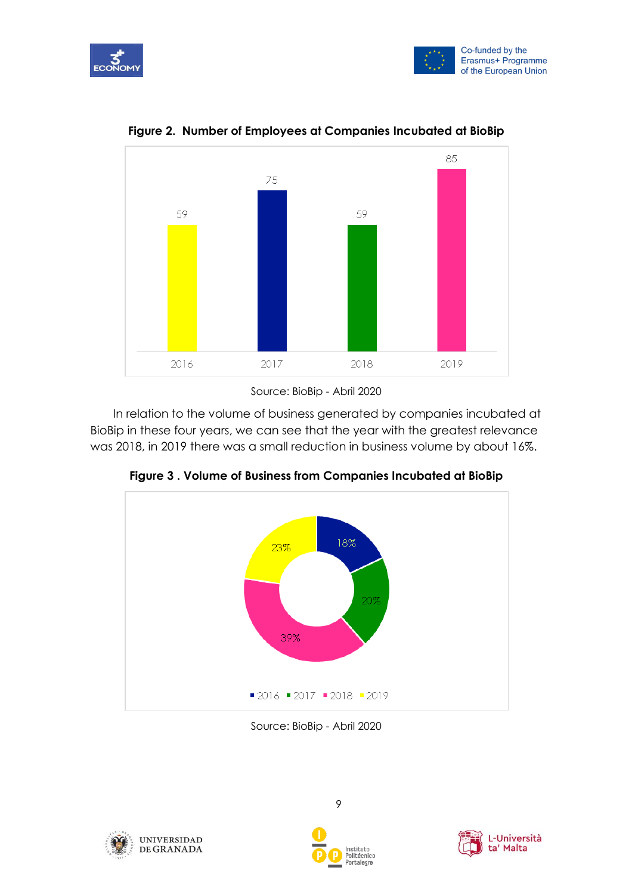**Figure 2. Number of Employees at Companies Incubated at BioBip**

| Year | Employees |
|---|---|
| 2016 | 59 |
| 2017 | 75 |
| 2018 | 59 |
| 2019 | 85 |

Source: BioBip - Abril 2020

In relation to the volume of business generated by companies incubated at BioBip in these four years, we can see that the year with the greatest relevance was 2018, in 2019 there was a small reduction in business volume by about 16%.

**Figure 3 . Volume of Business from Companies Incubated at BioBip**

| Year | Share |
|---|---|
| 2016 | 18% |
| 2017 | 20% |
| 2018 | 39% |
| 2019 | 23% |

Source: BioBip - Abril 2020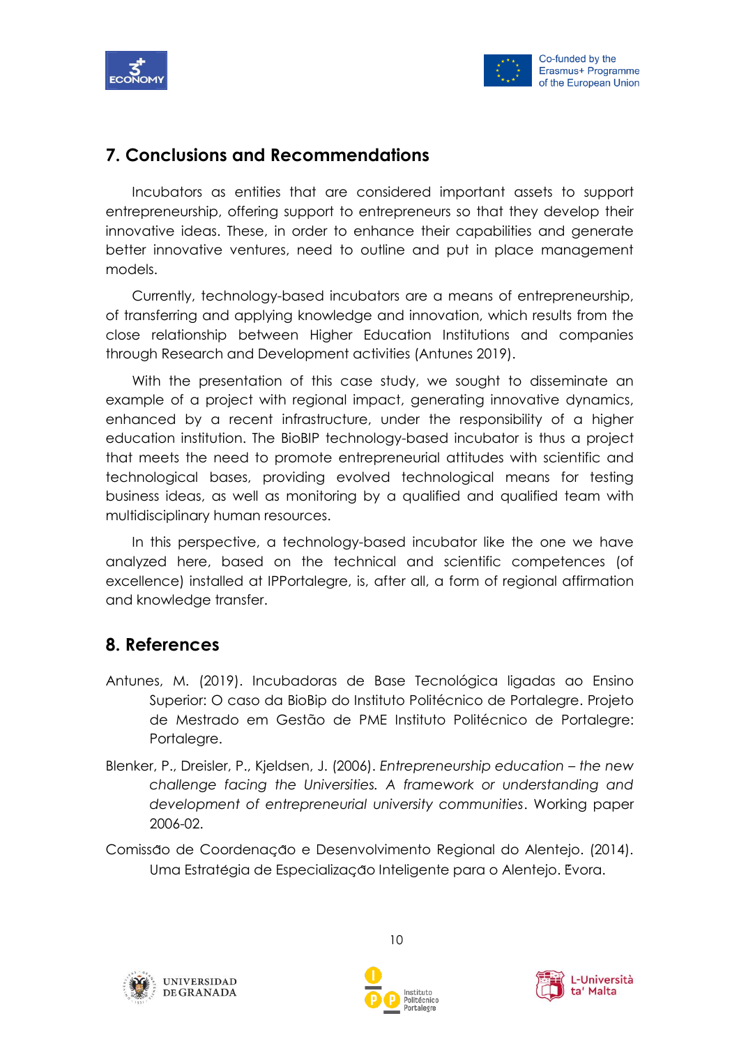## 7. Conclusions and Recommendations

Incubators as entities that are considered important assets to support entrepreneurship, offering support to entrepreneurs so that they develop their innovative ideas. These, in order to enhance their capabilities and generate better innovative ventures, need to outline and put in place management models.

Currently, technology-based incubators are a means of entrepreneurship, of transferring and applying knowledge and innovation, which results from the close relationship between Higher Education Institutions and companies through Research and Development activities (Antunes 2019).

With the presentation of this case study, we sought to disseminate an example of a project with regional impact, generating innovative dynamics, enhanced by a recent infrastructure, under the responsibility of a higher education institution. The BioBIP technology-based incubator is thus a project that meets the need to promote entrepreneurial attitudes with scientific and technological bases, providing evolved technological means for testing business ideas, as well as monitoring by a qualified and qualified team with multidisciplinary human resources.

In this perspective, a technology-based incubator like the one we have analyzed here, based on the technical and scientific competences (of excellence) installed at IPPortalegre, is, after all, a form of regional affirmation and knowledge transfer.

## 8. References

Antunes, M. (2019). Incubadoras de Base Tecnológica ligadas ao Ensino Superior: O caso da BioBip do Instituto Politécnico de Portalegre. Projeto de Mestrado em Gestão de PME Instituto Politécnico de Portalegre: Portalegre.

Blenker, P., Dreisler, P., Kjeldsen, J. (2006). *Entrepreneurship education – the new challenge facing the Universities. A framework or understanding and development of entrepreneurial university communities*. Working paper 2006-02.

Comissão de Coordenação e Desenvolvimento Regional do Alentejo. (2014). Uma Estratégia de Especialização Inteligente para o Alentejo. Evora.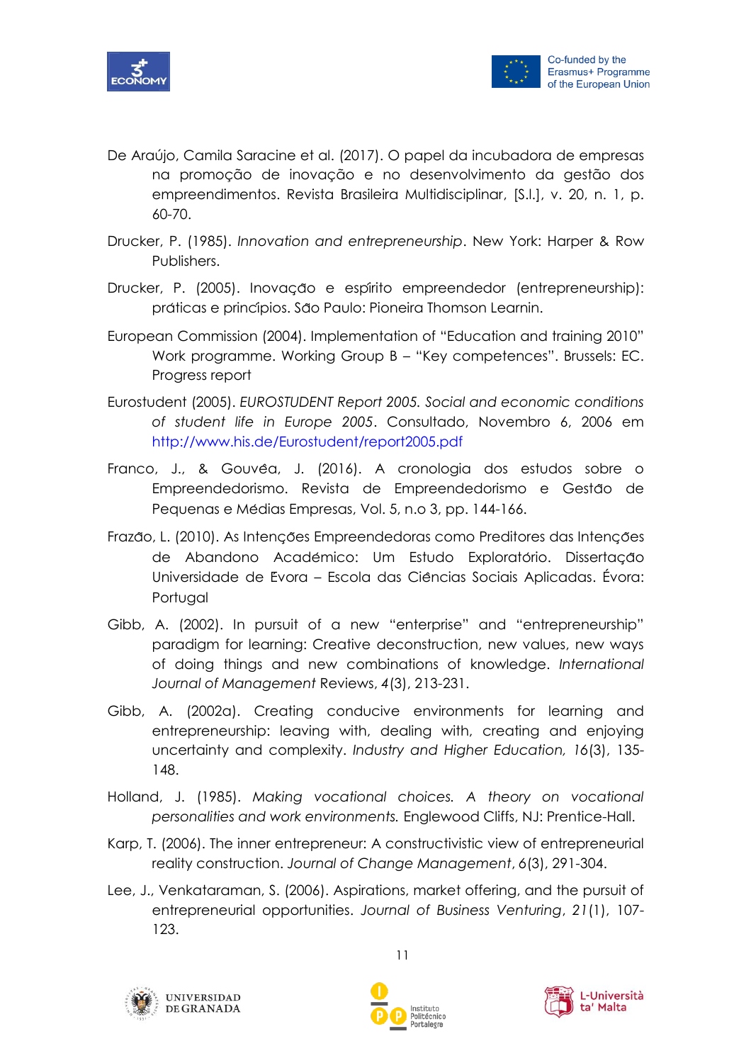De Araújo, Camila Saracine et al. (2017). O papel da incubadora de empresas na promoção de inovação e no desenvolvimento da gestão dos empreendimentos. Revista Brasileira Multidisciplinar, [S.l.], v. 20, n. 1, p. 60-70.

Drucker, P. (1985). *Innovation and entrepreneurship*. New York: Harper & Row Publishers.

Drucker, P. (2005). Inovação e espírito empreendedor (entrepreneurship): práticas e princípios. São Paulo: Pioneira Thomson Learnin.

European Commission (2004). Implementation of "Education and training 2010" Work programme. Working Group B – "Key competences". Brussels: EC. Progress report

Eurostudent (2005). *EUROSTUDENT Report 2005. Social and economic conditions of student life in Europe 2005*. Consultado, Novembro 6, 2006 em http://www.his.de/Eurostudent/report2005.pdf

Franco, J., & Gouvêa, J. (2016). A cronologia dos estudos sobre o Empreendedorismo. Revista de Empreendedorismo e Gestão de Pequenas e Médias Empresas, Vol. 5, n.o 3, pp. 144-166.

Frazão, L. (2010). As Intenções Empreendedoras como Preditores das Intenções de Abandono Académico: Um Estudo Exploratório. Dissertação Universidade de Evora – Escola das Ciências Sociais Aplicadas. Évora: Portugal

Gibb, A. (2002). In pursuit of a new "enterprise" and "entrepreneurship" paradigm for learning: Creative deconstruction, new values, new ways of doing things and new combinations of knowledge. *International Journal of Management* Reviews, *4*(3), 213-231.

Gibb, A. (2002a). Creating conducive environments for learning and entrepreneurship: leaving with, dealing with, creating and enjoying uncertainty and complexity. *Industry and Higher Education, 16*(3), 135-148.

Holland, J. (1985). *Making vocational choices. A theory on vocational personalities and work environments.* Englewood Cliffs, NJ: Prentice-Hall.

Karp, T. (2006). The inner entrepreneur: A constructivistic view of entrepreneurial reality construction. *Journal of Change Management*, 6(3), 291-304.

Lee, J., Venkataraman, S. (2006). Aspirations, market offering, and the pursuit of entrepreneurial opportunities. *Journal of Business Venturing*, *21*(1), 107-123.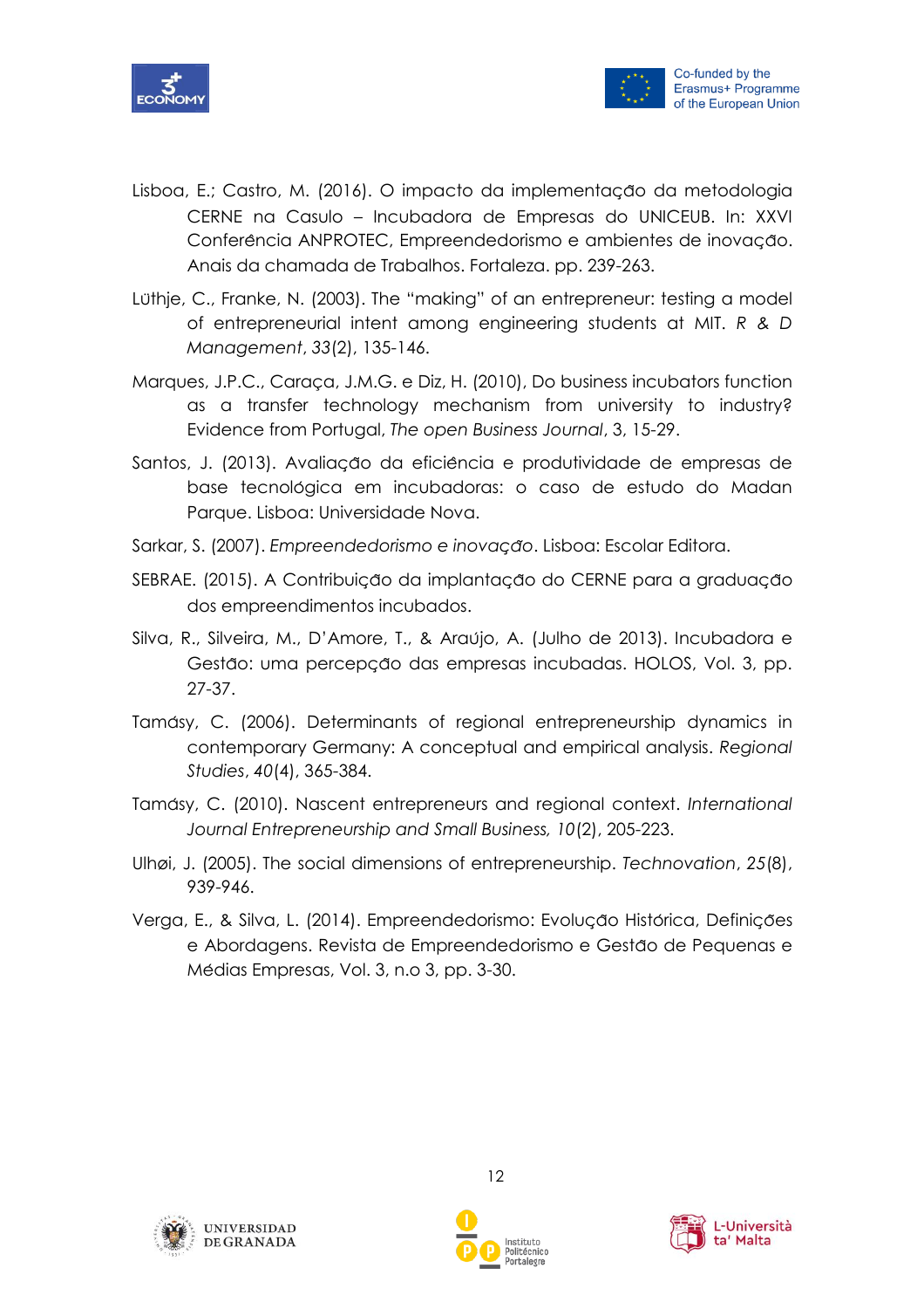Lisboa, E.; Castro, M. (2016). O impacto da implementação da metodologia CERNE na Casulo – Incubadora de Empresas do UNICEUB. In: XXVI Conferência ANPROTEC, Empreendedorismo e ambientes de inovação. Anais da chamada de Trabalhos. Fortaleza. pp. 239-263.

Lüthje, C., Franke, N. (2003). The "making" of an entrepreneur: testing a model of entrepreneurial intent among engineering students at MIT. *R & D Management*, *33*(2), 135-146.

Marques, J.P.C., Caraça, J.M.G. e Diz, H. (2010), Do business incubators function as a transfer technology mechanism from university to industry? Evidence from Portugal, *The open Business Journal*, 3, 15-29.

Santos, J. (2013). Avaliação da eficiência e produtividade de empresas de base tecnológica em incubadoras: o caso de estudo do Madan Parque. Lisboa: Universidade Nova.

Sarkar, S. (2007). *Empreendedorismo e inovação*. Lisboa: Escolar Editora.

SEBRAE. (2015). A Contribuição da implantação do CERNE para a graduação dos empreendimentos incubados.

Silva, R., Silveira, M., D'Amore, T., & Araújo, A. (Julho de 2013). Incubadora e Gestão: uma percepção das empresas incubadas. HOLOS, Vol. 3, pp. 27-37.

Tamásy, C. (2006). Determinants of regional entrepreneurship dynamics in contemporary Germany: A conceptual and empirical analysis. *Regional Studies*, *40*(4), 365-384.

Tamásy, C. (2010). Nascent entrepreneurs and regional context. *International Journal Entrepreneurship and Small Business, 10*(2), 205-223.

Ulhøi, J. (2005). The social dimensions of entrepreneurship. *Technovation*, *25*(8), 939-946.

Verga, E., & Silva, L. (2014). Empreendedorismo: Evolução Histórica, Definições e Abordagens. Revista de Empreendedorismo e Gestão de Pequenas e Médias Empresas, Vol. 3, n.o 3, pp. 3-30.